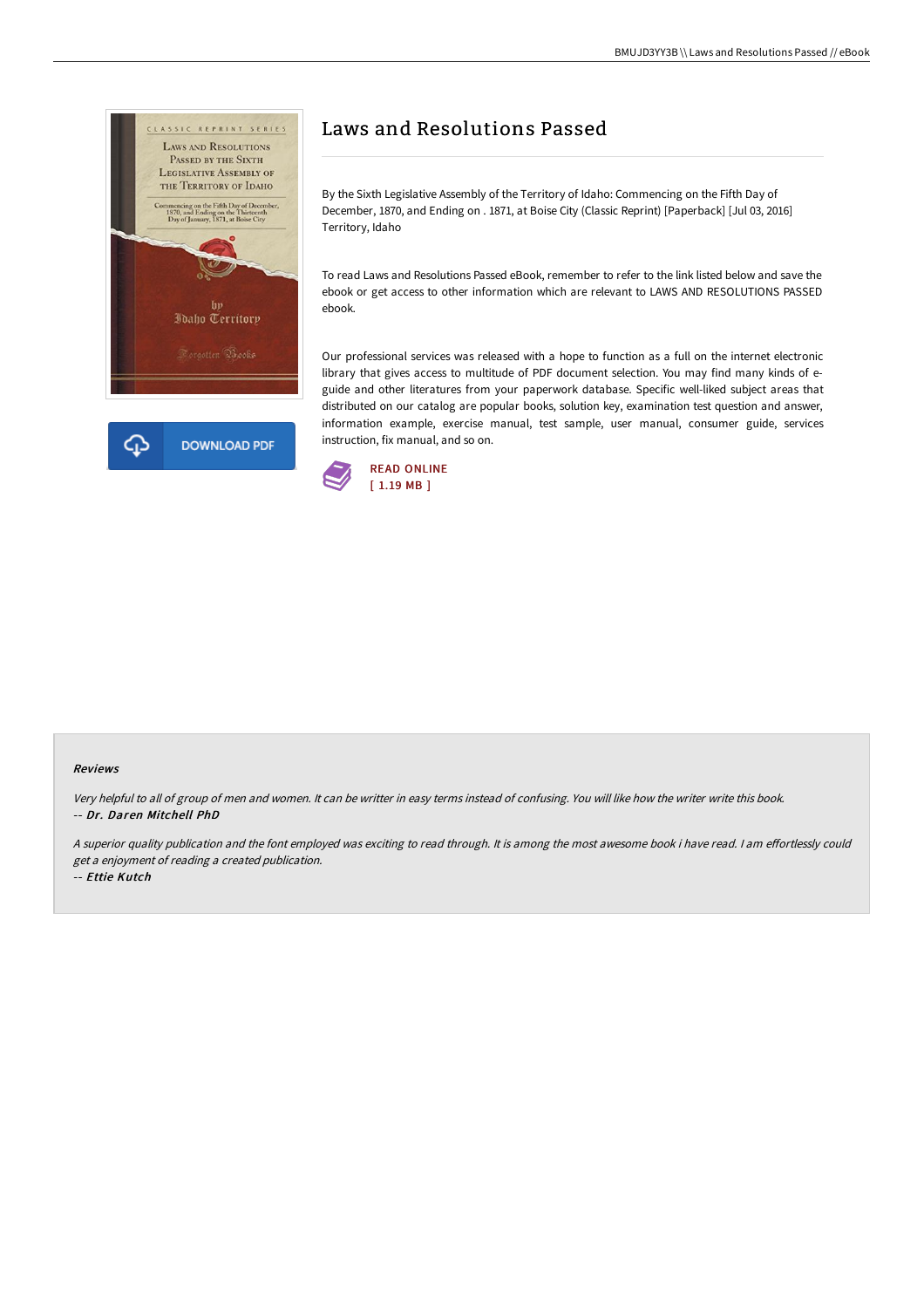# Laws and Resolutions Passed

By the Sixth Legislative Assembly of the Territory of Idaho: Commencing on the Fifth Day of December, 1870, and Ending on . 1871, at Boise City (Classic Reprint) [Paperback] [Jul 03, 2016] Territory, Idaho

To read Laws and Resolutions Passed eBook, remember to refer to the link listed below and save the ebook or get access to other information which are relevant to LAWS AND RESOLUTIONS PASSED ebook.

Our professional services was released with a hope to function as a full on the internet electronic library that gives access to multitude of PDF document selection. You may find many kinds of e-guide and other literatures from your paperwork database. Specific well-liked subject areas that distributed on our catalog are popular books, solution key, examination test question and answer, information example, exercise manual, test sample, user manual, consumer guide, services instruction, fix manual, and so on.

DOWNLOAD PDF

READ ONLINE
[ 1.19 MB ]

#### Reviews

*Very helpful to all of group of men and women. It can be writter in easy terms instead of confusing. You will like how the writer write this book.*
*-- Dr. Daren Mitchell PhD*

*A superior quality publication and the font employed was exciting to read through. It is among the most awesome book i have read. I am effortlessly could get a enjoyment of reading a created publication.*
*-- Ettie Kutch*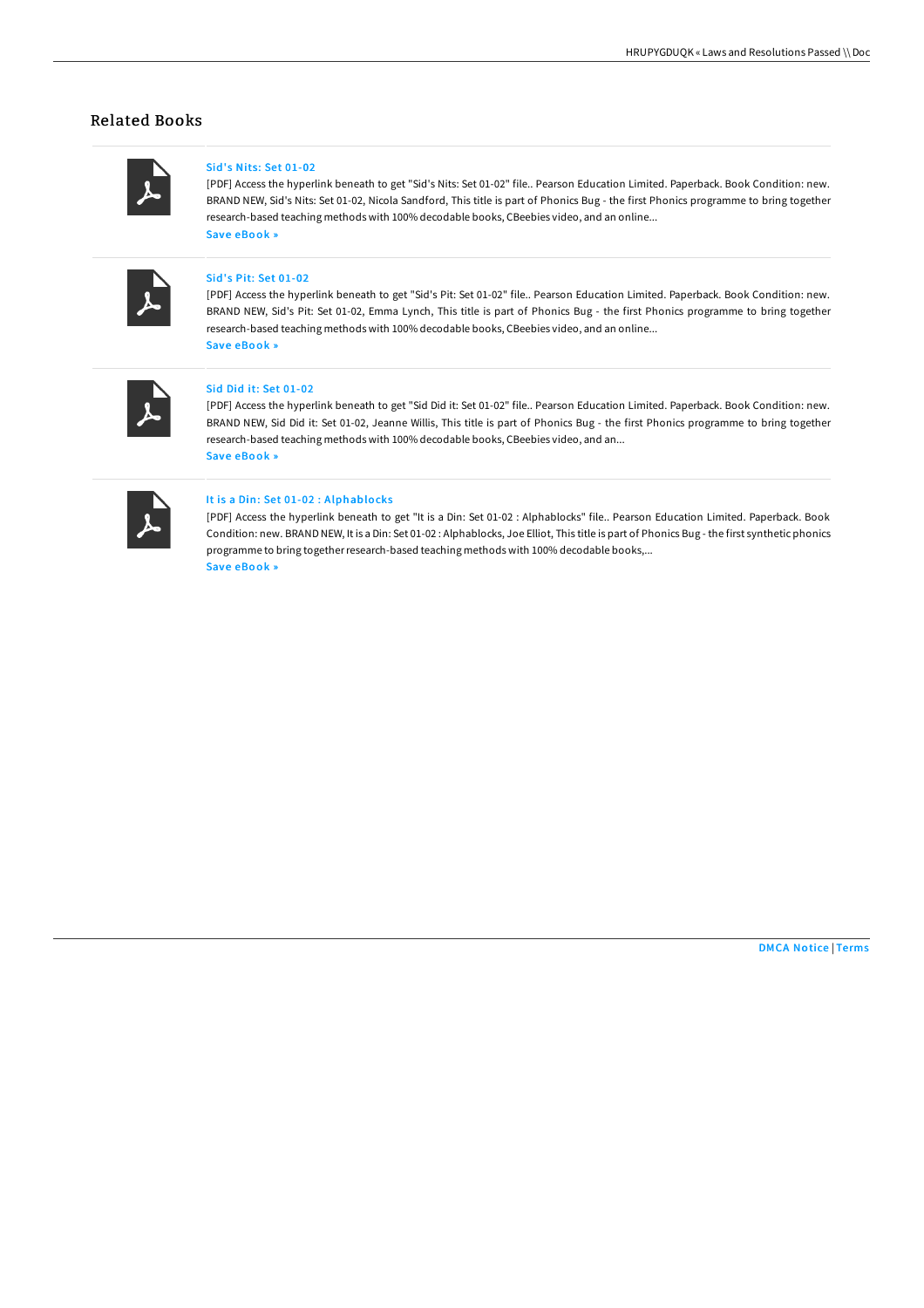## Related Books

### Sid's Nits: Set 01-02

[PDF] Access the hyperlink beneath to get "Sid's Nits: Set 01-02" file.. Pearson Education Limited. Paperback. Book Condition: new. BRAND NEW, Sid's Nits: Set 01-02, Nicola Sandford, This title is part of Phonics Bug - the first Phonics programme to bring together research-based teaching methods with 100% decodable books, CBeebies video, and an online...

Save eBook »

### Sid's Pit: Set 01-02

[PDF] Access the hyperlink beneath to get "Sid's Pit: Set 01-02" file.. Pearson Education Limited. Paperback. Book Condition: new. BRAND NEW, Sid's Pit: Set 01-02, Emma Lynch, This title is part of Phonics Bug - the first Phonics programme to bring together research-based teaching methods with 100% decodable books, CBeebies video, and an online...

Save eBook »

### Sid Did it: Set 01-02

[PDF] Access the hyperlink beneath to get "Sid Did it: Set 01-02" file.. Pearson Education Limited. Paperback. Book Condition: new. BRAND NEW, Sid Did it: Set 01-02, Jeanne Willis, This title is part of Phonics Bug - the first Phonics programme to bring together research-based teaching methods with 100% decodable books, CBeebies video, and an...

Save eBook »

### It is a Din: Set 01-02 : Alphablocks

[PDF] Access the hyperlink beneath to get "It is a Din: Set 01-02 : Alphablocks" file.. Pearson Education Limited. Paperback. Book Condition: new. BRAND NEW, It is a Din: Set 01-02 : Alphablocks, Joe Elliot, This title is part of Phonics Bug - the first synthetic phonics programme to bring together research-based teaching methods with 100% decodable books,...

Save eBook »

DMCA Notice | Terms